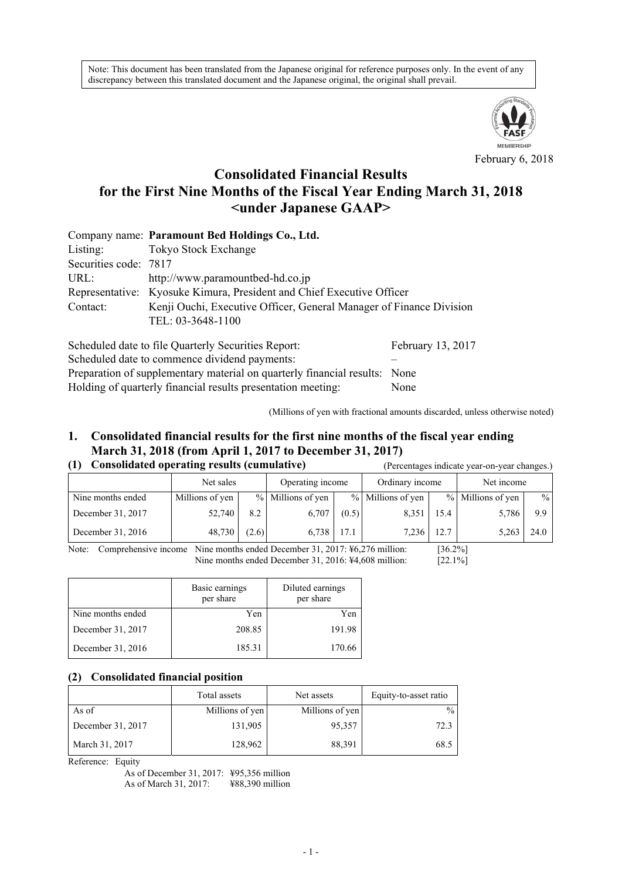Note: This document has been translated from the Japanese original for reference purposes only. In the event of any discrepancy between this translated document and the Japanese original, the original shall prevail.

February 6, 2018

# Consolidated Financial Results for the First Nine Months of the Fiscal Year Ending March 31, 2018 <under Japanese GAAP>

Company name: **Paramount Bed Holdings Co., Ltd.**
Listing: Tokyo Stock Exchange
Securities code: 7817
URL: http://www.paramountbed-hd.co.jp
Representative: Kyosuke Kimura, President and Chief Executive Officer
Contact: Kenji Ouchi, Executive Officer, General Manager of Finance Division
TEL: 03-3648-1100

Scheduled date to file Quarterly Securities Report: February 13, 2017
Scheduled date to commence dividend payments: –
Preparation of supplementary material on quarterly financial results: None
Holding of quarterly financial results presentation meeting: None

(Millions of yen with fractional amounts discarded, unless otherwise noted)

## 1. Consolidated financial results for the first nine months of the fiscal year ending March 31, 2018 (from April 1, 2017 to December 31, 2017)

### (1) Consolidated operating results (cumulative)

(Percentages indicate year-on-year changes.)

| | Net sales | | Operating income | | Ordinary income | | Net income | |
|---|---|---|---|---|---|---|---|---|
| Nine months ended | Millions of yen | % | Millions of yen | % | Millions of yen | % | Millions of yen | % |
| December 31, 2017 | 52,740 | 8.2 | 6,707 | (0.5) | 8,351 | 15.4 | 5,786 | 9.9 |
| December 31, 2016 | 48,730 | (2.6) | 6,738 | 17.1 | 7,236 | 12.7 | 5,263 | 24.0 |

Note: Comprehensive income Nine months ended December 31, 2017: ¥6,276 million: [36.2%]
Nine months ended December 31, 2016: ¥4,608 million: [22.1%]

| | Basic earnings per share | Diluted earnings per share |
|---|---|---|
| Nine months ended | Yen | Yen |
| December 31, 2017 | 208.85 | 191.98 |
| December 31, 2016 | 185.31 | 170.66 |

### (2) Consolidated financial position

| | Total assets | Net assets | Equity-to-asset ratio |
|---|---|---|---|
| As of | Millions of yen | Millions of yen | % |
| December 31, 2017 | 131,905 | 95,357 | 72.3 |
| March 31, 2017 | 128,962 | 88,391 | 68.5 |

Reference: Equity
As of December 31, 2017: ¥95,356 million
As of March 31, 2017: ¥88,390 million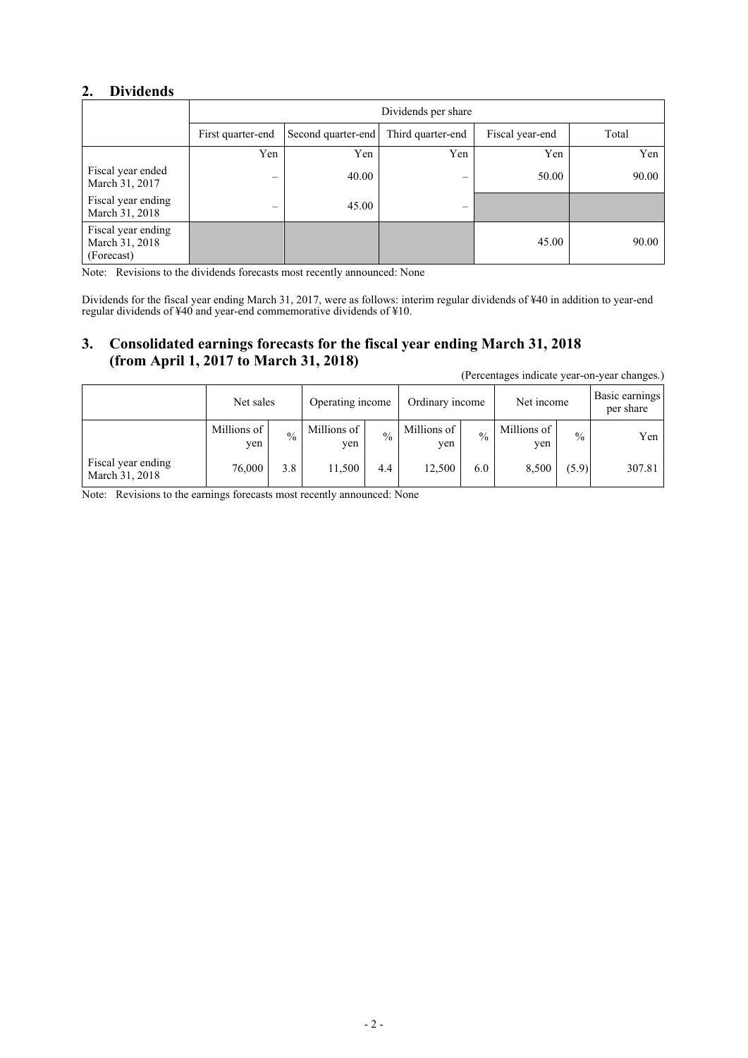## 2. Dividends

| | Dividends per share | | | | |
|---|---|---|---|---|---|
| | First quarter-end | Second quarter-end | Third quarter-end | Fiscal year-end | Total |
| | Yen | Yen | Yen | Yen | Yen |
| Fiscal year ended March 31, 2017 | – | 40.00 | – | 50.00 | 90.00 |
| Fiscal year ending March 31, 2018 | – | 45.00 | – | | |
| Fiscal year ending March 31, 2018 (Forecast) | | | | 45.00 | 90.00 |

Note: Revisions to the dividends forecasts most recently announced: None

Dividends for the fiscal year ending March 31, 2017, were as follows: interim regular dividends of ¥40 in addition to year-end regular dividends of ¥40 and year-end commemorative dividends of ¥10.

## 3. Consolidated earnings forecasts for the fiscal year ending March 31, 2018 (from April 1, 2017 to March 31, 2018)

(Percentages indicate year-on-year changes.)

| | Net sales | | Operating income | | Ordinary income | | Net income | | Basic earnings per share |
|---|---|---|---|---|---|---|---|---|---|
| | Millions of yen | % | Millions of yen | % | Millions of yen | % | Millions of yen | % | Yen |
| Fiscal year ending March 31, 2018 | 76,000 | 3.8 | 11,500 | 4.4 | 12,500 | 6.0 | 8,500 | (5.9) | 307.81 |

Note: Revisions to the earnings forecasts most recently announced: None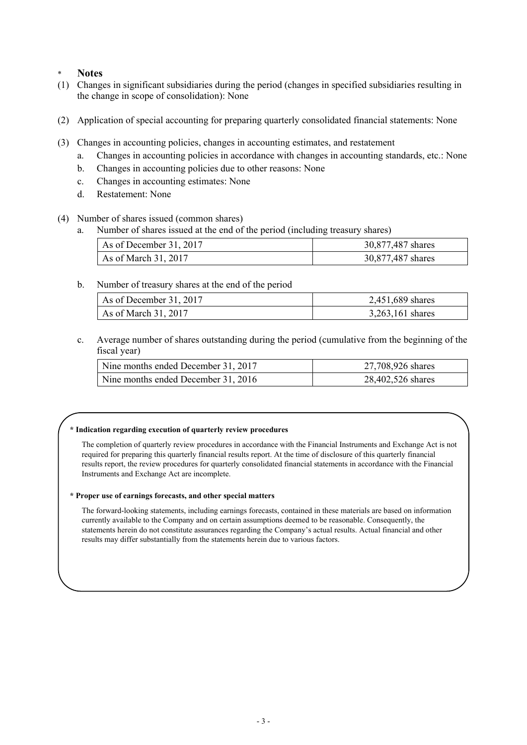## * Notes

(1) Changes in significant subsidiaries during the period (changes in specified subsidiaries resulting in the change in scope of consolidation): None

(2) Application of special accounting for preparing quarterly consolidated financial statements: None

(3) Changes in accounting policies, changes in accounting estimates, and restatement

a. Changes in accounting policies in accordance with changes in accounting standards, etc.: None

b. Changes in accounting policies due to other reasons: None

c. Changes in accounting estimates: None

d. Restatement: None

(4) Number of shares issued (common shares)

a. Number of shares issued at the end of the period (including treasury shares)

| | |
|---|---|
| As of December 31, 2017 | 30,877,487 shares |
| As of March 31, 2017 | 30,877,487 shares |

b. Number of treasury shares at the end of the period

| | |
|---|---|
| As of December 31, 2017 | 2,451,689 shares |
| As of March 31, 2017 | 3,263,161 shares |

c. Average number of shares outstanding during the period (cumulative from the beginning of the fiscal year)

| | |
|---|---|
| Nine months ended December 31, 2017 | 27,708,926 shares |
| Nine months ended December 31, 2016 | 28,402,526 shares |

**\* Indication regarding execution of quarterly review procedures**

The completion of quarterly review procedures in accordance with the Financial Instruments and Exchange Act is not required for preparing this quarterly financial results report. At the time of disclosure of this quarterly financial results report, the review procedures for quarterly consolidated financial statements in accordance with the Financial Instruments and Exchange Act are incomplete.

**\* Proper use of earnings forecasts, and other special matters**

The forward-looking statements, including earnings forecasts, contained in these materials are based on information currently available to the Company and on certain assumptions deemed to be reasonable. Consequently, the statements herein do not constitute assurances regarding the Company's actual results. Actual financial and other results may differ substantially from the statements herein due to various factors.